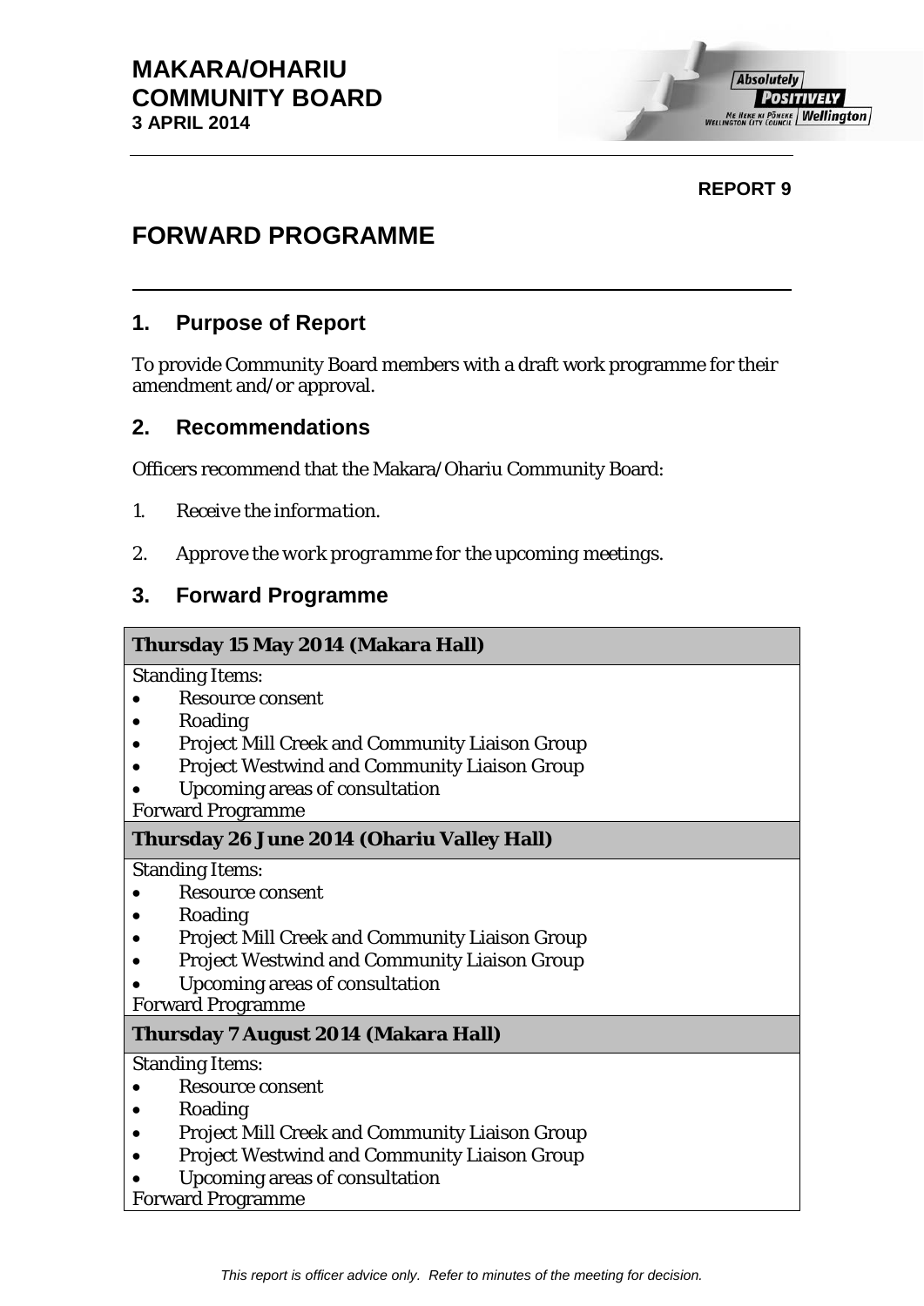# MAKARA/OHARIU COMMUNITY BOARD
**3 APRIL 2014**

**REPORT 9**

# FORWARD PROGRAMME

## 1. Purpose of Report

To provide Community Board members with a draft work programme for their amendment and/or approval.

## 2. Recommendations

Officers recommend that the Makara/Ohariu Community Board:

1. *Receive the information.*
2. *Approve the work programme for the upcoming meetings.*

## 3. Forward Programme

| **Thursday 15 May 2014 (Makara Hall)** |
|---|
| Standing Items:<br>• Resource consent<br>• Roading<br>• Project Mill Creek and Community Liaison Group<br>• Project Westwind and Community Liaison Group<br>• Upcoming areas of consultation<br>Forward Programme |
| **Thursday 26 June 2014 (Ohariu Valley Hall)** |
| Standing Items:<br>• Resource consent<br>• Roading<br>• Project Mill Creek and Community Liaison Group<br>• Project Westwind and Community Liaison Group<br>• Upcoming areas of consultation<br>Forward Programme |
| **Thursday 7 August 2014 (Makara Hall)** |
| Standing Items:<br>• Resource consent<br>• Roading<br>• Project Mill Creek and Community Liaison Group<br>• Project Westwind and Community Liaison Group<br>• Upcoming areas of consultation<br>Forward Programme |

*This report is officer advice only. Refer to minutes of the meeting for decision.*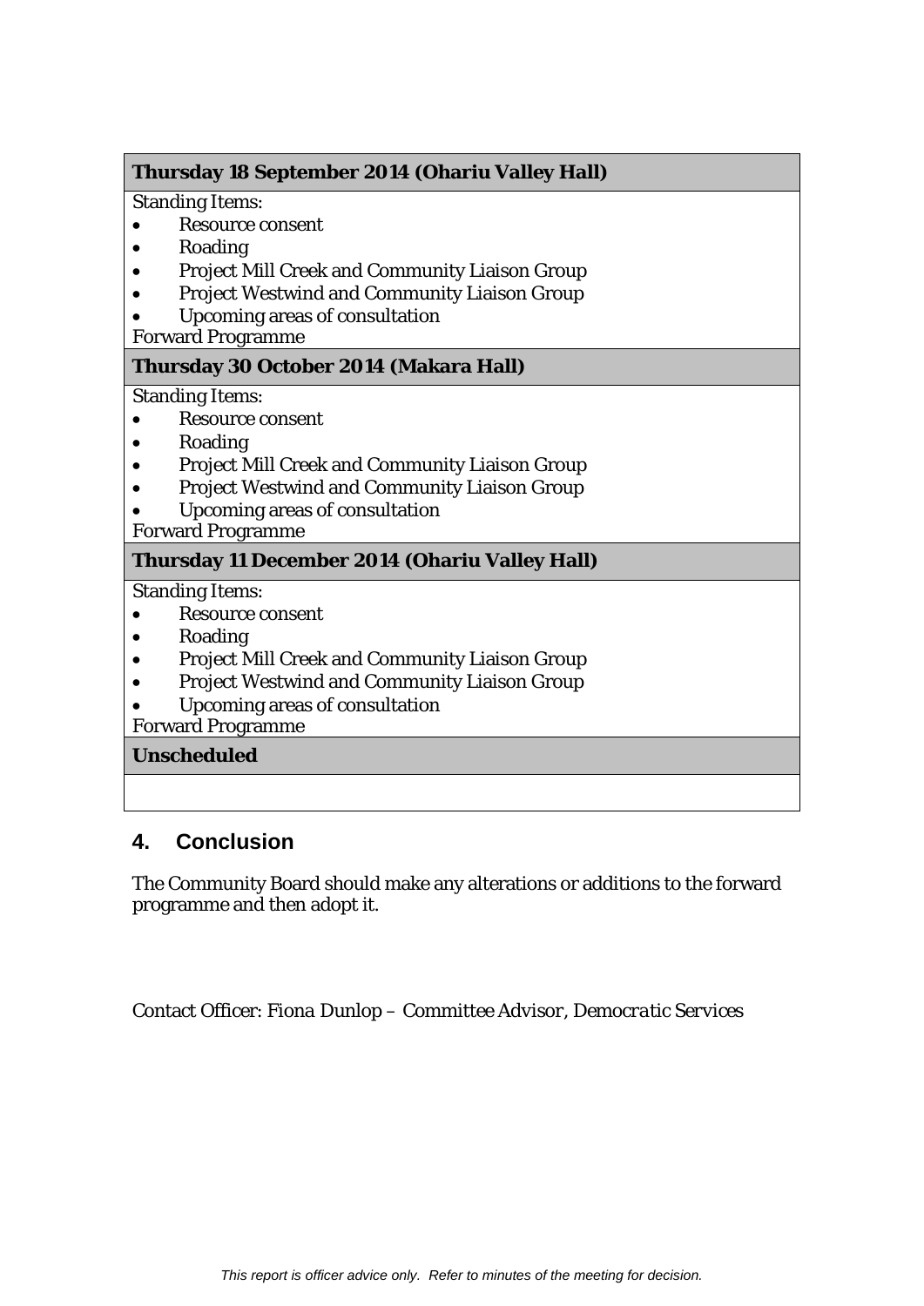| Thursday 18 September 2014 (Ohariu Valley Hall) |
| --- |
| Standing Items:<br>• Resource consent<br>• Roading<br>• Project Mill Creek and Community Liaison Group<br>• Project Westwind and Community Liaison Group<br>• Upcoming areas of consultation<br>Forward Programme |
| **Thursday 30 October 2014 (Makara Hall)** |
| Standing Items:<br>• Resource consent<br>• Roading<br>• Project Mill Creek and Community Liaison Group<br>• Project Westwind and Community Liaison Group<br>• Upcoming areas of consultation<br>Forward Programme |
| **Thursday 11 December 2014 (Ohariu Valley Hall)** |
| Standing Items:<br>• Resource consent<br>• Roading<br>• Project Mill Creek and Community Liaison Group<br>• Project Westwind and Community Liaison Group<br>• Upcoming areas of consultation<br>Forward Programme |
| **Unscheduled** |
| |

## 4. Conclusion

The Community Board should make any alterations or additions to the forward programme and then adopt it.

Contact Officer: Fiona Dunlop – Committee Advisor, *Democratic Services*

*This report is officer advice only. Refer to minutes of the meeting for decision.*